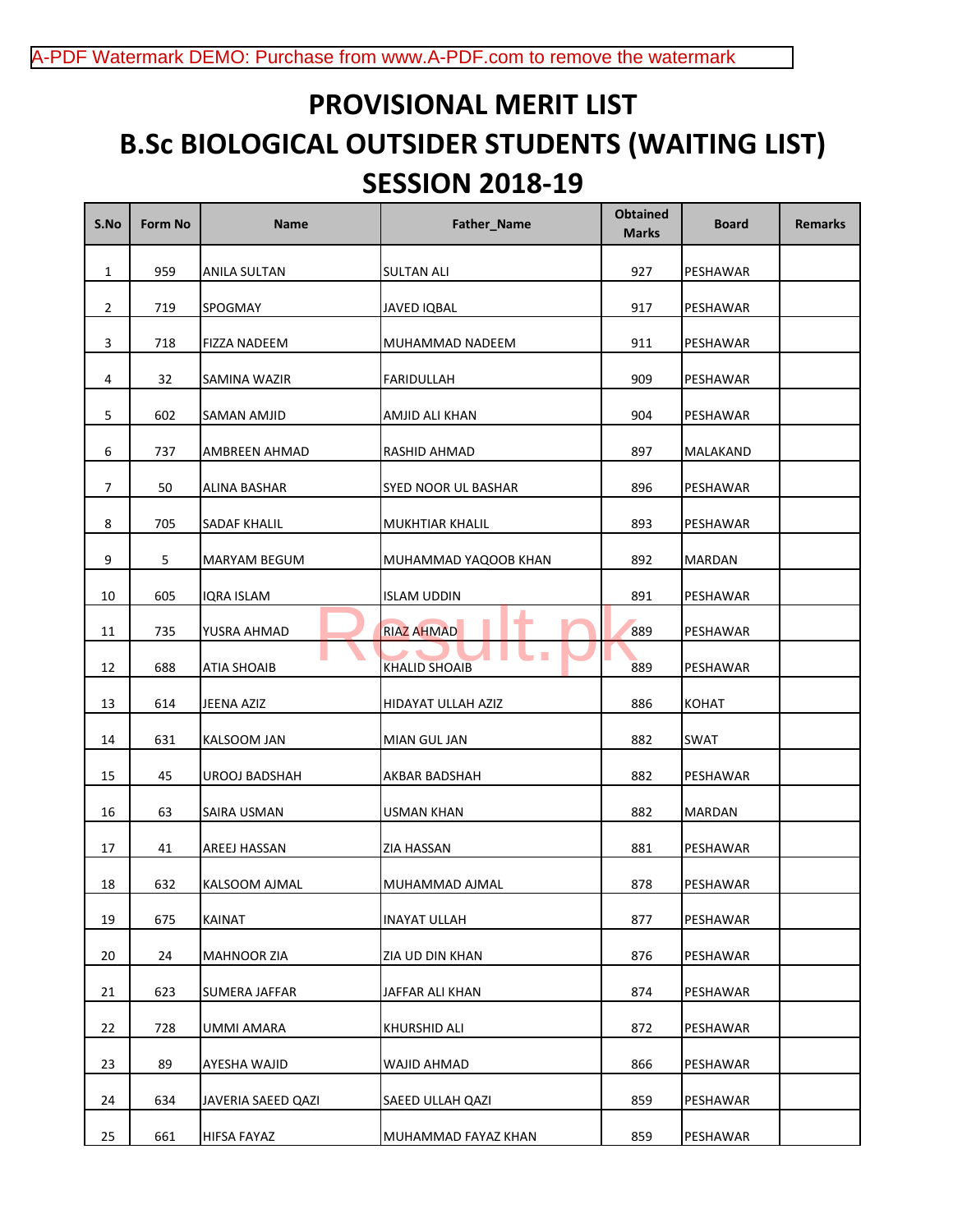# PROVISIONAL MERIT LIST

# B.Sc BIOLOGICAL OUTSIDER STUDENTS (WAITING LIST)

# SESSION 2018-19

| S.No | Form No | Name | Father_Name | Obtained Marks | Board | Remarks |
|---|---|---|---|---|---|---|
| 1 | 959 | ANILA SULTAN | SULTAN ALI | 927 | PESHAWAR | |
| 2 | 719 | SPOGMAY | JAVED IQBAL | 917 | PESHAWAR | |
| 3 | 718 | FIZZA NADEEM | MUHAMMAD NADEEM | 911 | PESHAWAR | |
| 4 | 32 | SAMINA WAZIR | FARIDULLAH | 909 | PESHAWAR | |
| 5 | 602 | SAMAN AMJID | AMJID ALI KHAN | 904 | PESHAWAR | |
| 6 | 737 | AMBREEN AHMAD | RASHID AHMAD | 897 | MALAKAND | |
| 7 | 50 | ALINA BASHAR | SYED NOOR UL BASHAR | 896 | PESHAWAR | |
| 8 | 705 | SADAF KHALIL | MUKHTIAR KHALIL | 893 | PESHAWAR | |
| 9 | 5 | MARYAM BEGUM | MUHAMMAD YAQOOB KHAN | 892 | MARDAN | |
| 10 | 605 | IQRA ISLAM | ISLAM UDDIN | 891 | PESHAWAR | |
| 11 | 735 | YUSRA AHMAD | RIAZ AHMAD | 889 | PESHAWAR | |
| 12 | 688 | ATIA SHOAIB | KHALID SHOAIB | 889 | PESHAWAR | |
| 13 | 614 | JEENA AZIZ | HIDAYAT ULLAH AZIZ | 886 | KOHAT | |
| 14 | 631 | KALSOOM JAN | MIAN GUL JAN | 882 | SWAT | |
| 15 | 45 | UROOJ BADSHAH | AKBAR BADSHAH | 882 | PESHAWAR | |
| 16 | 63 | SAIRA USMAN | USMAN KHAN | 882 | MARDAN | |
| 17 | 41 | AREEJ HASSAN | ZIA HASSAN | 881 | PESHAWAR | |
| 18 | 632 | KALSOOM AJMAL | MUHAMMAD AJMAL | 878 | PESHAWAR | |
| 19 | 675 | KAINAT | INAYAT ULLAH | 877 | PESHAWAR | |
| 20 | 24 | MAHNOOR ZIA | ZIA UD DIN KHAN | 876 | PESHAWAR | |
| 21 | 623 | SUMERA JAFFAR | JAFFAR ALI KHAN | 874 | PESHAWAR | |
| 22 | 728 | UMMI AMARA | KHURSHID ALI | 872 | PESHAWAR | |
| 23 | 89 | AYESHA WAJID | WAJID AHMAD | 866 | PESHAWAR | |
| 24 | 634 | JAVERIA SAEED QAZI | SAEED ULLAH QAZI | 859 | PESHAWAR | |
| 25 | 661 | HIFSA FAYAZ | MUHAMMAD FAYAZ KHAN | 859 | PESHAWAR | |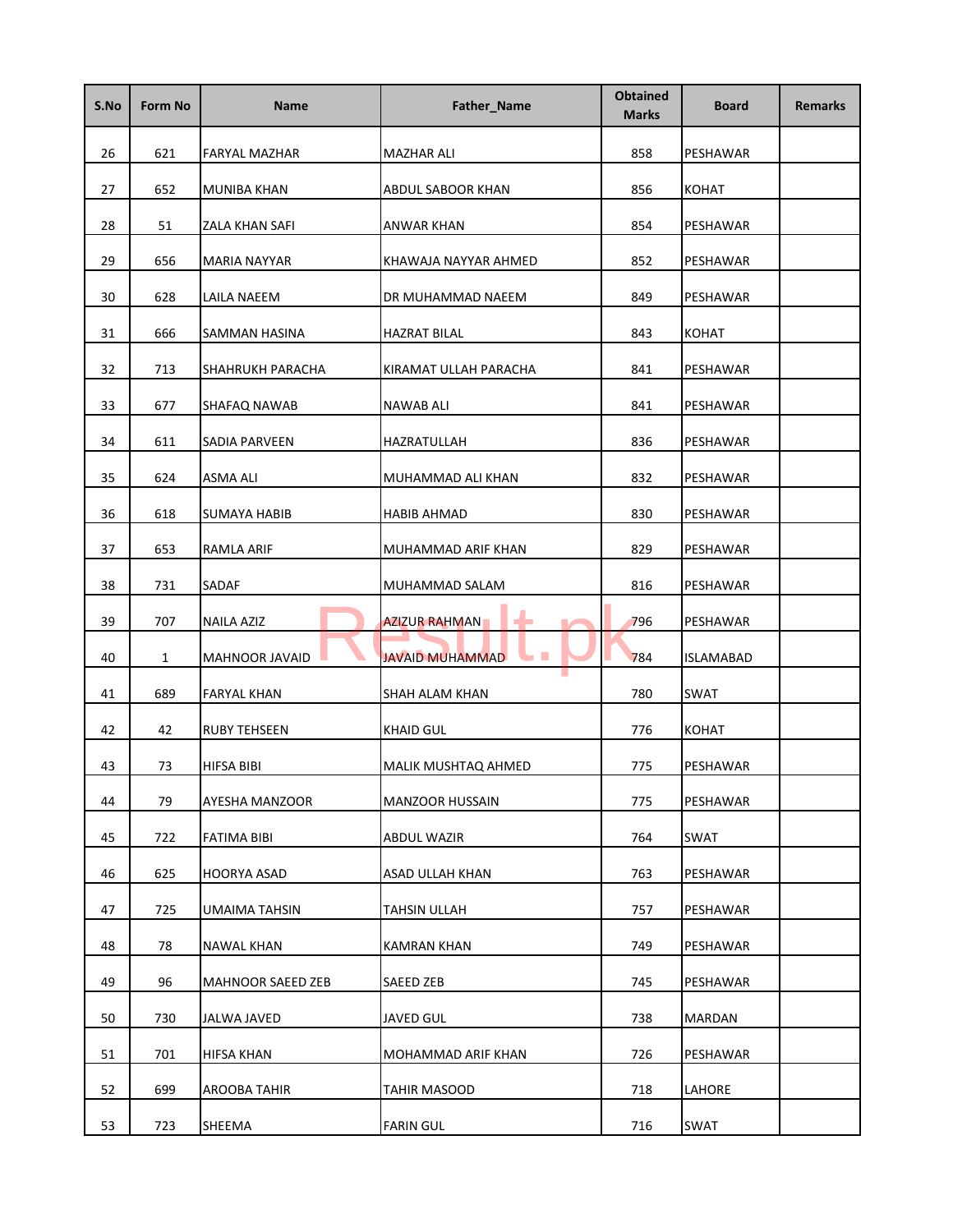| S.No | Form No | Name | Father_Name | Obtained Marks | Board | Remarks |
|---|---|---|---|---|---|---|
| 26 | 621 | FARYAL MAZHAR | MAZHAR ALI | 858 | PESHAWAR | |
| 27 | 652 | MUNIBA KHAN | ABDUL SABOOR KHAN | 856 | KOHAT | |
| 28 | 51 | ZALA KHAN SAFI | ANWAR KHAN | 854 | PESHAWAR | |
| 29 | 656 | MARIA NAYYAR | KHAWAJA NAYYAR AHMED | 852 | PESHAWAR | |
| 30 | 628 | LAILA NAEEM | DR MUHAMMAD NAEEM | 849 | PESHAWAR | |
| 31 | 666 | SAMMAN HASINA | HAZRAT BILAL | 843 | KOHAT | |
| 32 | 713 | SHAHRUKH PARACHA | KIRAMAT ULLAH PARACHA | 841 | PESHAWAR | |
| 33 | 677 | SHAFAQ NAWAB | NAWAB ALI | 841 | PESHAWAR | |
| 34 | 611 | SADIA PARVEEN | HAZRATULLAH | 836 | PESHAWAR | |
| 35 | 624 | ASMA ALI | MUHAMMAD ALI KHAN | 832 | PESHAWAR | |
| 36 | 618 | SUMAYA HABIB | HABIB AHMAD | 830 | PESHAWAR | |
| 37 | 653 | RAMLA ARIF | MUHAMMAD ARIF KHAN | 829 | PESHAWAR | |
| 38 | 731 | SADAF | MUHAMMAD SALAM | 816 | PESHAWAR | |
| 39 | 707 | NAILA AZIZ | AZIZUR RAHMAN | 796 | PESHAWAR | |
| 40 | 1 | MAHNOOR JAVAID | JAVAID MUHAMMAD | 784 | ISLAMABAD | |
| 41 | 689 | FARYAL KHAN | SHAH ALAM KHAN | 780 | SWAT | |
| 42 | 42 | RUBY TEHSEEN | KHAID GUL | 776 | KOHAT | |
| 43 | 73 | HIFSA BIBI | MALIK MUSHTAQ AHMED | 775 | PESHAWAR | |
| 44 | 79 | AYESHA MANZOOR | MANZOOR HUSSAIN | 775 | PESHAWAR | |
| 45 | 722 | FATIMA BIBI | ABDUL WAZIR | 764 | SWAT | |
| 46 | 625 | HOORYA ASAD | ASAD ULLAH KHAN | 763 | PESHAWAR | |
| 47 | 725 | UMAIMA TAHSIN | TAHSIN ULLAH | 757 | PESHAWAR | |
| 48 | 78 | NAWAL KHAN | KAMRAN KHAN | 749 | PESHAWAR | |
| 49 | 96 | MAHNOOR SAEED ZEB | SAEED ZEB | 745 | PESHAWAR | |
| 50 | 730 | JALWA JAVED | JAVED GUL | 738 | MARDAN | |
| 51 | 701 | HIFSA KHAN | MOHAMMAD ARIF KHAN | 726 | PESHAWAR | |
| 52 | 699 | AROOBA TAHIR | TAHIR MASOOD | 718 | LAHORE | |
| 53 | 723 | SHEEMA | FARIN GUL | 716 | SWAT | |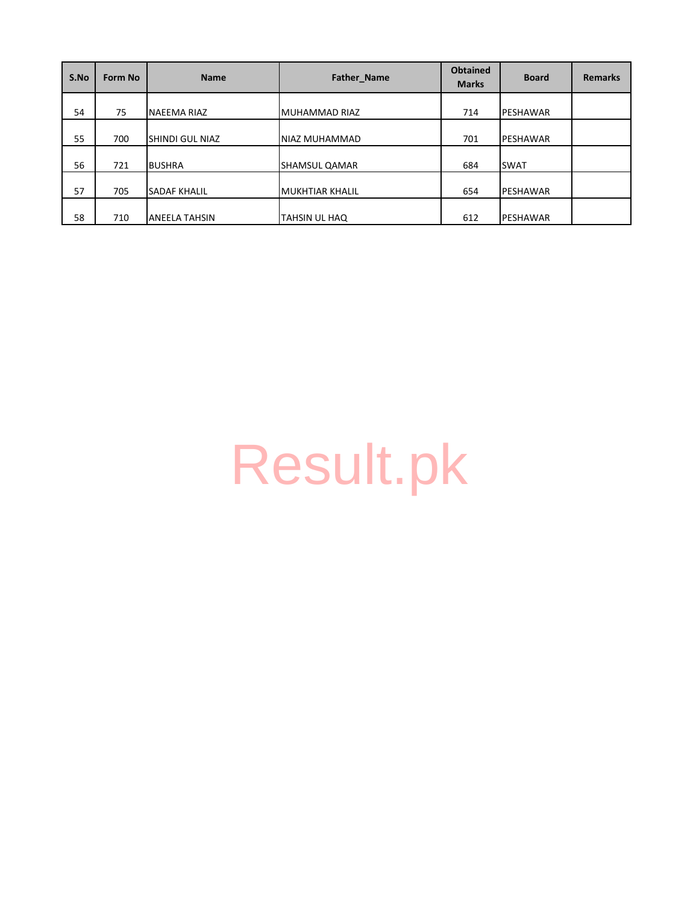| S.No | Form No | Name | Father_Name | Obtained Marks | Board | Remarks |
|---|---|---|---|---|---|---|
| 54 | 75 | NAEEMA RIAZ | MUHAMMAD RIAZ | 714 | PESHAWAR | |
| 55 | 700 | SHINDI GUL NIAZ | NIAZ MUHAMMAD | 701 | PESHAWAR | |
| 56 | 721 | BUSHRA | SHAMSUL QAMAR | 684 | SWAT | |
| 57 | 705 | SADAF KHALIL | MUKHTIAR KHALIL | 654 | PESHAWAR | |
| 58 | 710 | ANEELA TAHSIN | TAHSIN UL HAQ | 612 | PESHAWAR | |

Result.pk